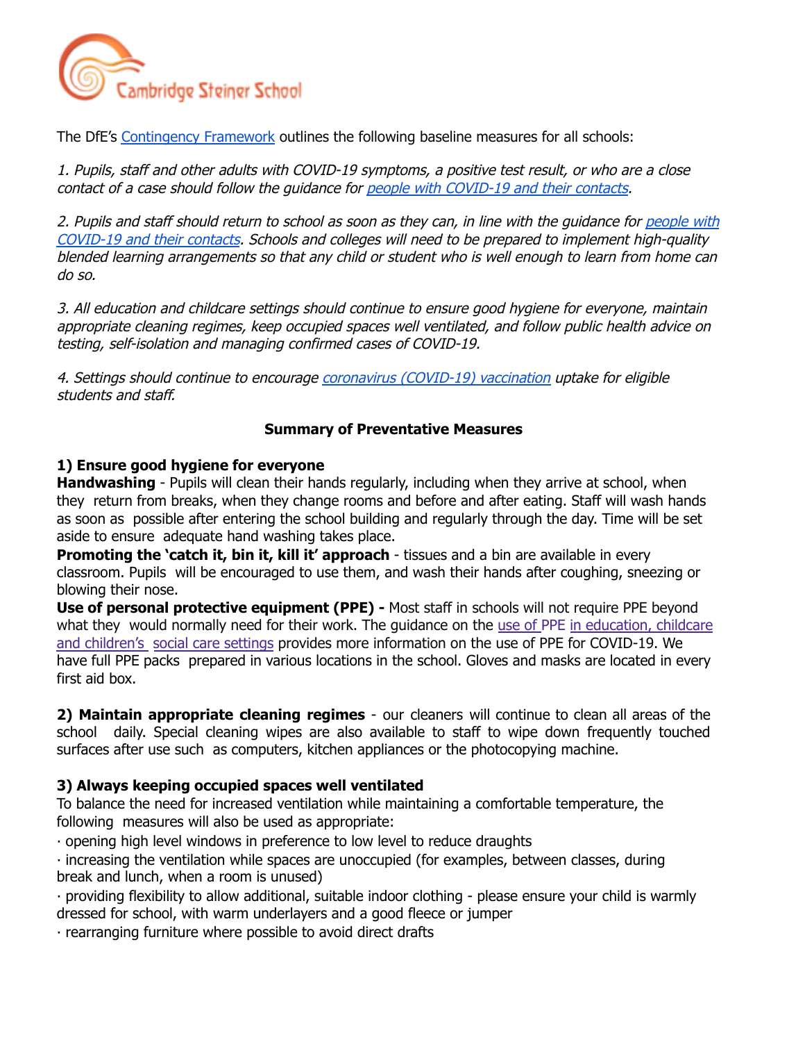Cambridge Steiner School

The DfE's [Contingency Framework](#) outlines the following baseline measures for all schools:

*1. Pupils, staff and other adults with COVID-19 symptoms, a positive test result, or who are a close contact of a case should follow the guidance for [people with COVID-19 and their contacts](#).*

*2. Pupils and staff should return to school as soon as they can, in line with the guidance for [people with COVID-19 and their contacts](#). Schools and colleges will need to be prepared to implement high-quality blended learning arrangements so that any child or student who is well enough to learn from home can do so.*

*3. All education and childcare settings should continue to ensure good hygiene for everyone, maintain appropriate cleaning regimes, keep occupied spaces well ventilated, and follow public health advice on testing, self-isolation and managing confirmed cases of COVID-19.*

*4. Settings should continue to encourage [coronavirus (COVID-19) vaccination](#) uptake for eligible students and staff.*

**Summary of Preventative Measures**

**1) Ensure good hygiene for everyone**

**Handwashing** - Pupils will clean their hands regularly, including when they arrive at school, when they return from breaks, when they change rooms and before and after eating. Staff will wash hands as soon as possible after entering the school building and regularly through the day. Time will be set aside to ensure adequate hand washing takes place.

**Promoting the 'catch it, bin it, kill it' approach** - tissues and a bin are available in every classroom. Pupils will be encouraged to use them, and wash their hands after coughing, sneezing or blowing their nose.

**Use of personal protective equipment (PPE) -** Most staff in schools will not require PPE beyond what they would normally need for their work. The guidance on the [use of PPE in education, childcare and children's social care settings](#) provides more information on the use of PPE for COVID-19. We have full PPE packs prepared in various locations in the school. Gloves and masks are located in every first aid box.

**2) Maintain appropriate cleaning regimes** - our cleaners will continue to clean all areas of the school daily. Special cleaning wipes are also available to staff to wipe down frequently touched surfaces after use such as computers, kitchen appliances or the photocopying machine.

**3) Always keeping occupied spaces well ventilated**

To balance the need for increased ventilation while maintaining a comfortable temperature, the following measures will also be used as appropriate:

- opening high level windows in preference to low level to reduce draughts
- increasing the ventilation while spaces are unoccupied (for examples, between classes, during break and lunch, when a room is unused)
- providing flexibility to allow additional, suitable indoor clothing - please ensure your child is warmly dressed for school, with warm underlayers and a good fleece or jumper
- rearranging furniture where possible to avoid direct drafts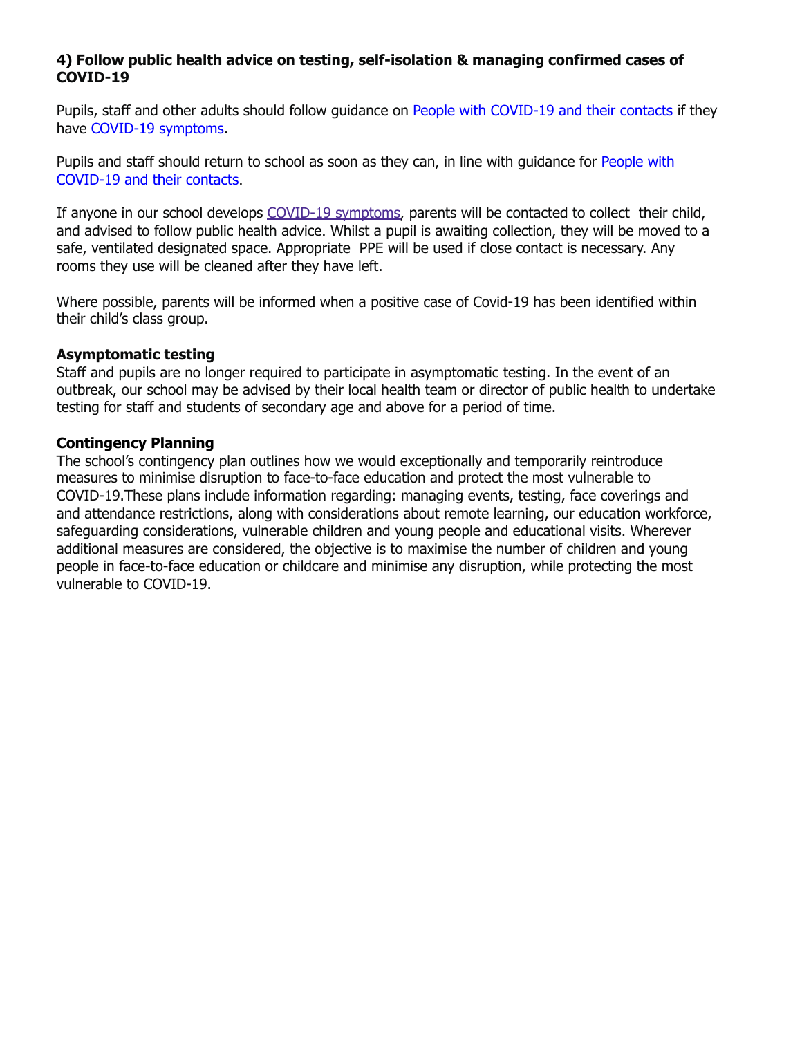### 4) Follow public health advice on testing, self-isolation & managing confirmed cases of COVID-19

Pupils, staff and other adults should follow guidance on People with COVID-19 and their contacts if they have COVID-19 symptoms.

Pupils and staff should return to school as soon as they can, in line with guidance for People with COVID-19 and their contacts.

If anyone in our school develops COVID-19 symptoms, parents will be contacted to collect their child, and advised to follow public health advice. Whilst a pupil is awaiting collection, they will be moved to a safe, ventilated designated space. Appropriate PPE will be used if close contact is necessary. Any rooms they use will be cleaned after they have left.

Where possible, parents will be informed when a positive case of Covid-19 has been identified within their child's class group.

**Asymptomatic testing**

Staff and pupils are no longer required to participate in asymptomatic testing. In the event of an outbreak, our school may be advised by their local health team or director of public health to undertake testing for staff and students of secondary age and above for a period of time.

**Contingency Planning**

The school's contingency plan outlines how we would exceptionally and temporarily reintroduce measures to minimise disruption to face-to-face education and protect the most vulnerable to COVID-19.These plans include information regarding: managing events, testing, face coverings and and attendance restrictions, along with considerations about remote learning, our education workforce, safeguarding considerations, vulnerable children and young people and educational visits. Wherever additional measures are considered, the objective is to maximise the number of children and young people in face-to-face education or childcare and minimise any disruption, while protecting the most vulnerable to COVID-19.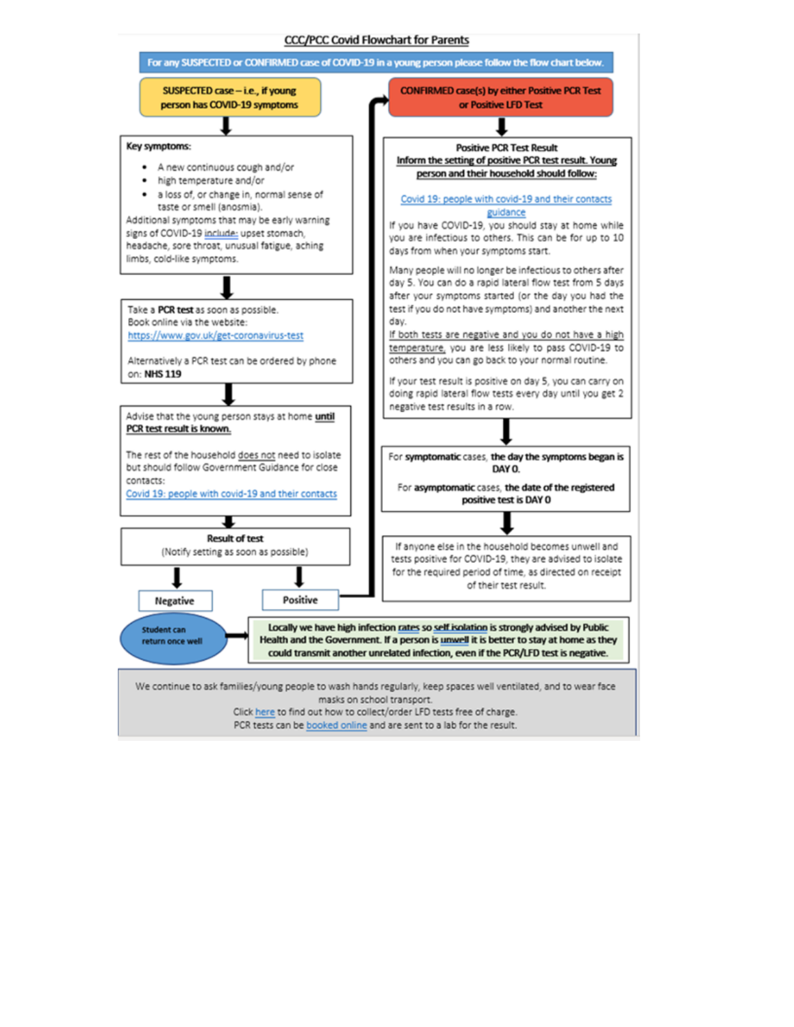# CCC/PCC Covid Flowchart for Parents

**For any SUSPECTED or CONFIRMED case of COVID-19 in a young person please follow the flow chart below.**

## SUSPECTED case – i.e., if young person has COVID-19 symptoms

**Key symptoms:**

- A new continuous cough and/or
- high temperature and/or
- a loss of, or change in, normal sense of taste or smell (anosmia).

Additional symptoms that may be early warning signs of COVID-19 include: upset stomach, headache, sore throat, unusual fatigue, aching limbs, cold-like symptoms.

Take a **PCR test** as soon as possible. Book online via the website: https://www.gov.uk/get-coronavirus-test

Alternatively a PCR test can be ordered by phone on: **NHS 119**

Advise that the young person stays at home **until PCR test result is known.**

The rest of the household does not need to isolate but should follow Government Guidance for close contacts: Covid 19: people with covid-19 and their contacts

**Result of test**
(Notify setting as soon as possible)

- **Negative** → **Student can return once well**
- **Positive** → go to CONFIRMED case(s)

## CONFIRMED case(s) by either Positive PCR Test or Positive LFD Test

**Positive PCR Test Result**
**Inform the setting of positive PCR test result. Young person and their household should follow:**

Covid 19: people with covid-19 and their contacts guidance

If you have COVID-19, you should stay at home while you are infectious to others. This can be for up to 10 days from when your symptoms start.

Many people will no longer be infectious to others after day 5. You can do a rapid lateral flow test from 5 days after your symptoms started (or the day you had the test if you do not have symptoms) and another the next day.

If both tests are negative and you do not have a high temperature, you are less likely to pass COVID-19 to others and you can go back to your normal routine.

If your test result is positive on day 5, you can carry on doing rapid lateral flow tests every day until you get 2 negative test results in a row.

For **symptomatic** cases, **the day the symptoms began is DAY 0.**

For **asymptomatic** cases, **the date of the registered positive test is DAY 0**

If anyone else in the household becomes unwell and tests positive for COVID-19, they are advised to isolate for the required period of time, as directed on receipt of their test result.

**Locally we have high infection rates so self isolation is strongly advised by Public Health and the Government. If a person is unwell it is better to stay at home as they could transmit another unrelated infection, even if the PCR/LFD test is negative.**

---

We continue to ask families/young people to wash hands regularly, keep spaces well ventilated, and to wear face masks on school transport.
Click here to find out how to collect/order LFD tests free of charge.
PCR tests can be booked online and are sent to a lab for the result.